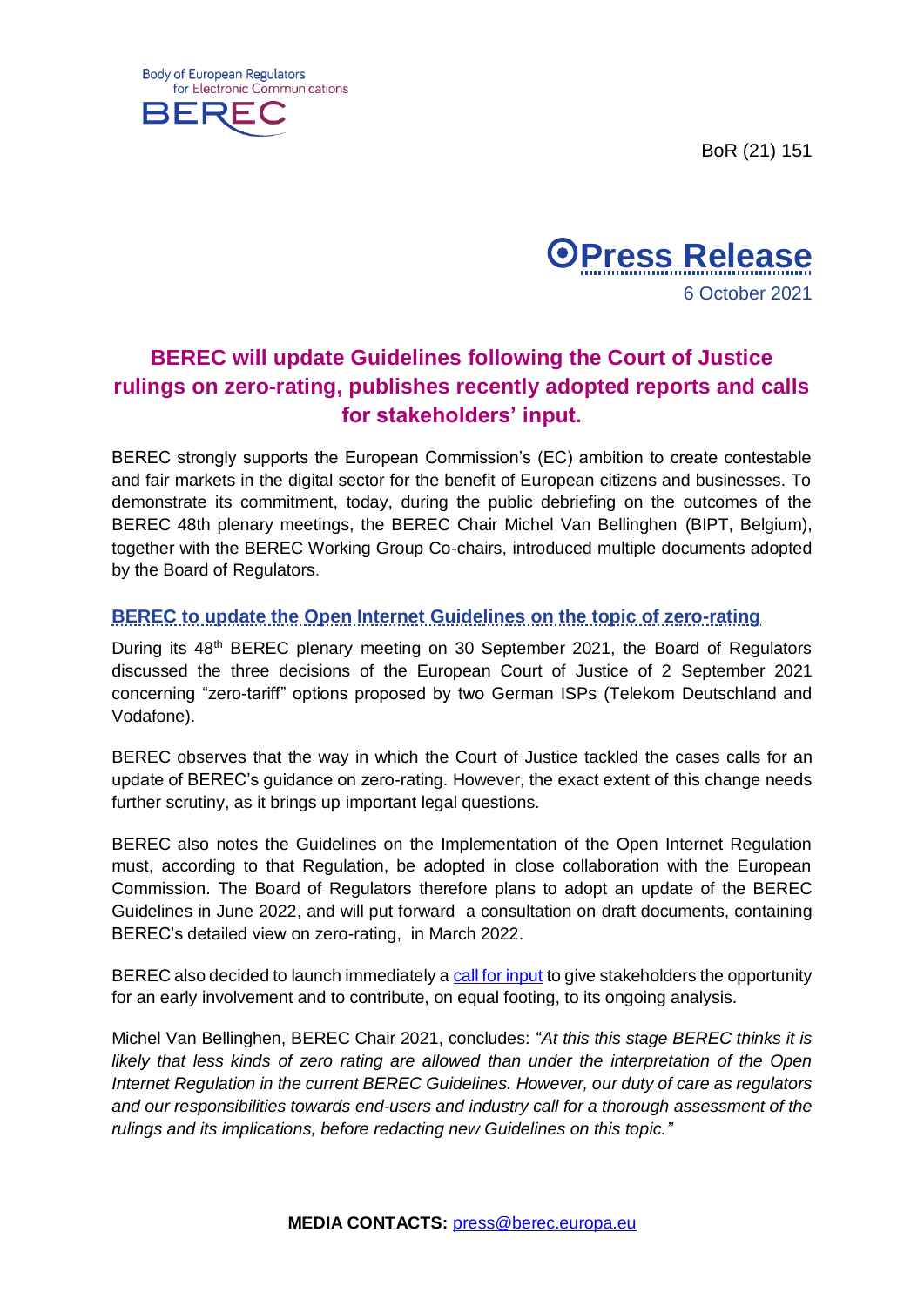Body of European Regulators for Electronic Communications

BEREC

BoR (21) 151

**Press Release**

6 October 2021

# BEREC will update Guidelines following the Court of Justice rulings on zero-rating, publishes recently adopted reports and calls for stakeholders' input.

BEREC strongly supports the European Commission's (EC) ambition to create contestable and fair markets in the digital sector for the benefit of European citizens and businesses. To demonstrate its commitment, today, during the public debriefing on the outcomes of the BEREC 48th plenary meetings, the BEREC Chair Michel Van Bellinghen (BIPT, Belgium), together with the BEREC Working Group Co-chairs, introduced multiple documents adopted by the Board of Regulators.

## BEREC to update the Open Internet Guidelines on the topic of zero-rating

During its 48th BEREC plenary meeting on 30 September 2021, the Board of Regulators discussed the three decisions of the European Court of Justice of 2 September 2021 concerning "zero-tariff" options proposed by two German ISPs (Telekom Deutschland and Vodafone).

BEREC observes that the way in which the Court of Justice tackled the cases calls for an update of BEREC's guidance on zero-rating. However, the exact extent of this change needs further scrutiny, as it brings up important legal questions.

BEREC also notes the Guidelines on the Implementation of the Open Internet Regulation must, according to that Regulation, be adopted in close collaboration with the European Commission. The Board of Regulators therefore plans to adopt an update of the BEREC Guidelines in June 2022, and will put forward a consultation on draft documents, containing BEREC's detailed view on zero-rating, in March 2022.

BEREC also decided to launch immediately a call for input to give stakeholders the opportunity for an early involvement and to contribute, on equal footing, to its ongoing analysis.

Michel Van Bellinghen, BEREC Chair 2021, concludes: "*At this this stage BEREC thinks it is likely that less kinds of zero rating are allowed than under the interpretation of the Open Internet Regulation in the current BEREC Guidelines. However, our duty of care as regulators and our responsibilities towards end-users and industry call for a thorough assessment of the rulings and its implications, before redacting new Guidelines on this topic.*"

**MEDIA CONTACTS:** press@berec.europa.eu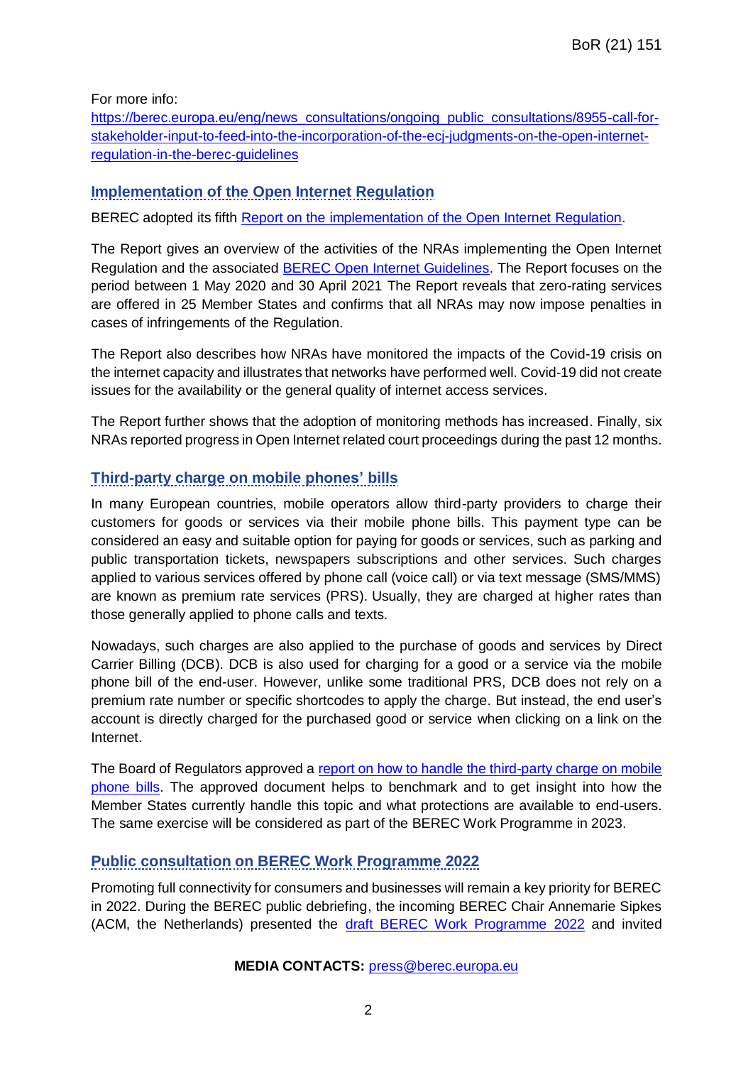For more info:
https://berec.europa.eu/eng/news_consultations/ongoing_public_consultations/8955-call-for-stakeholder-input-to-feed-into-the-incorporation-of-the-ecj-judgments-on-the-open-internet-regulation-in-the-berec-guidelines

## Implementation of the Open Internet Regulation

BEREC adopted its fifth Report on the implementation of the Open Internet Regulation.

The Report gives an overview of the activities of the NRAs implementing the Open Internet Regulation and the associated BEREC Open Internet Guidelines. The Report focuses on the period between 1 May 2020 and 30 April 2021 The Report reveals that zero-rating services are offered in 25 Member States and confirms that all NRAs may now impose penalties in cases of infringements of the Regulation.

The Report also describes how NRAs have monitored the impacts of the Covid-19 crisis on the internet capacity and illustrates that networks have performed well. Covid-19 did not create issues for the availability or the general quality of internet access services.

The Report further shows that the adoption of monitoring methods has increased. Finally, six NRAs reported progress in Open Internet related court proceedings during the past 12 months.

## Third-party charge on mobile phones' bills

In many European countries, mobile operators allow third-party providers to charge their customers for goods or services via their mobile phone bills. This payment type can be considered an easy and suitable option for paying for goods or services, such as parking and public transportation tickets, newspapers subscriptions and other services. Such charges applied to various services offered by phone call (voice call) or via text message (SMS/MMS) are known as premium rate services (PRS). Usually, they are charged at higher rates than those generally applied to phone calls and texts.

Nowadays, such charges are also applied to the purchase of goods and services by Direct Carrier Billing (DCB). DCB is also used for charging for a good or a service via the mobile phone bill of the end-user. However, unlike some traditional PRS, DCB does not rely on a premium rate number or specific shortcodes to apply the charge. But instead, the end user's account is directly charged for the purchased good or service when clicking on a link on the Internet.

The Board of Regulators approved a report on how to handle the third-party charge on mobile phone bills. The approved document helps to benchmark and to get insight into how the Member States currently handle this topic and what protections are available to end-users. The same exercise will be considered as part of the BEREC Work Programme in 2023.

## Public consultation on BEREC Work Programme 2022

Promoting full connectivity for consumers and businesses will remain a key priority for BEREC in 2022. During the BEREC public debriefing, the incoming BEREC Chair Annemarie Sipkes (ACM, the Netherlands) presented the draft BEREC Work Programme 2022 and invited

**MEDIA CONTACTS:** press@berec.europa.eu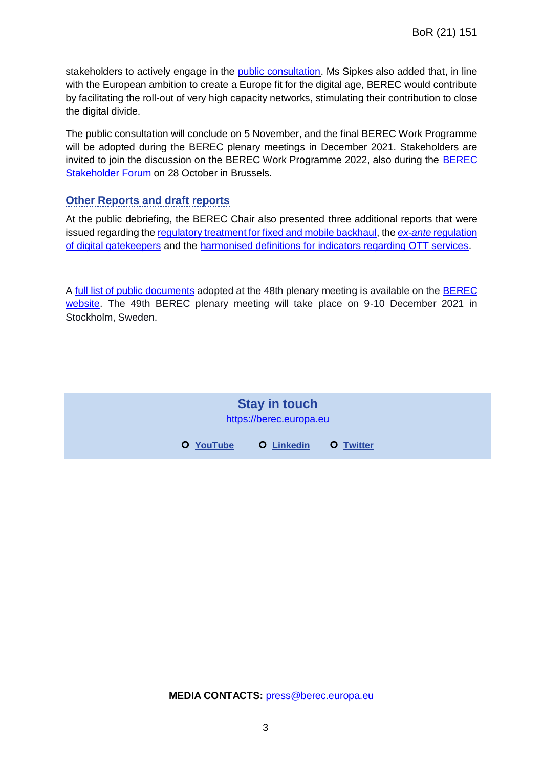stakeholders to actively engage in the public consultation. Ms Sipkes also added that, in line with the European ambition to create a Europe fit for the digital age, BEREC would contribute by facilitating the roll-out of very high capacity networks, stimulating their contribution to close the digital divide.

The public consultation will conclude on 5 November, and the final BEREC Work Programme will be adopted during the BEREC plenary meetings in December 2021. Stakeholders are invited to join the discussion on the BEREC Work Programme 2022, also during the BEREC Stakeholder Forum on 28 October in Brussels.

## Other Reports and draft reports

At the public debriefing, the BEREC Chair also presented three additional reports that were issued regarding the regulatory treatment for fixed and mobile backhaul, the *ex-ante* regulation of digital gatekeepers and the harmonised definitions for indicators regarding OTT services.

A full list of public documents adopted at the 48th plenary meeting is available on the BEREC website. The 49th BEREC plenary meeting will take place on 9-10 December 2021 in Stockholm, Sweden.

**Stay in touch**

https://berec.europa.eu

- **YouTube**
- **Linkedin**
- **Twitter**

**MEDIA CONTACTS:** press@berec.europa.eu